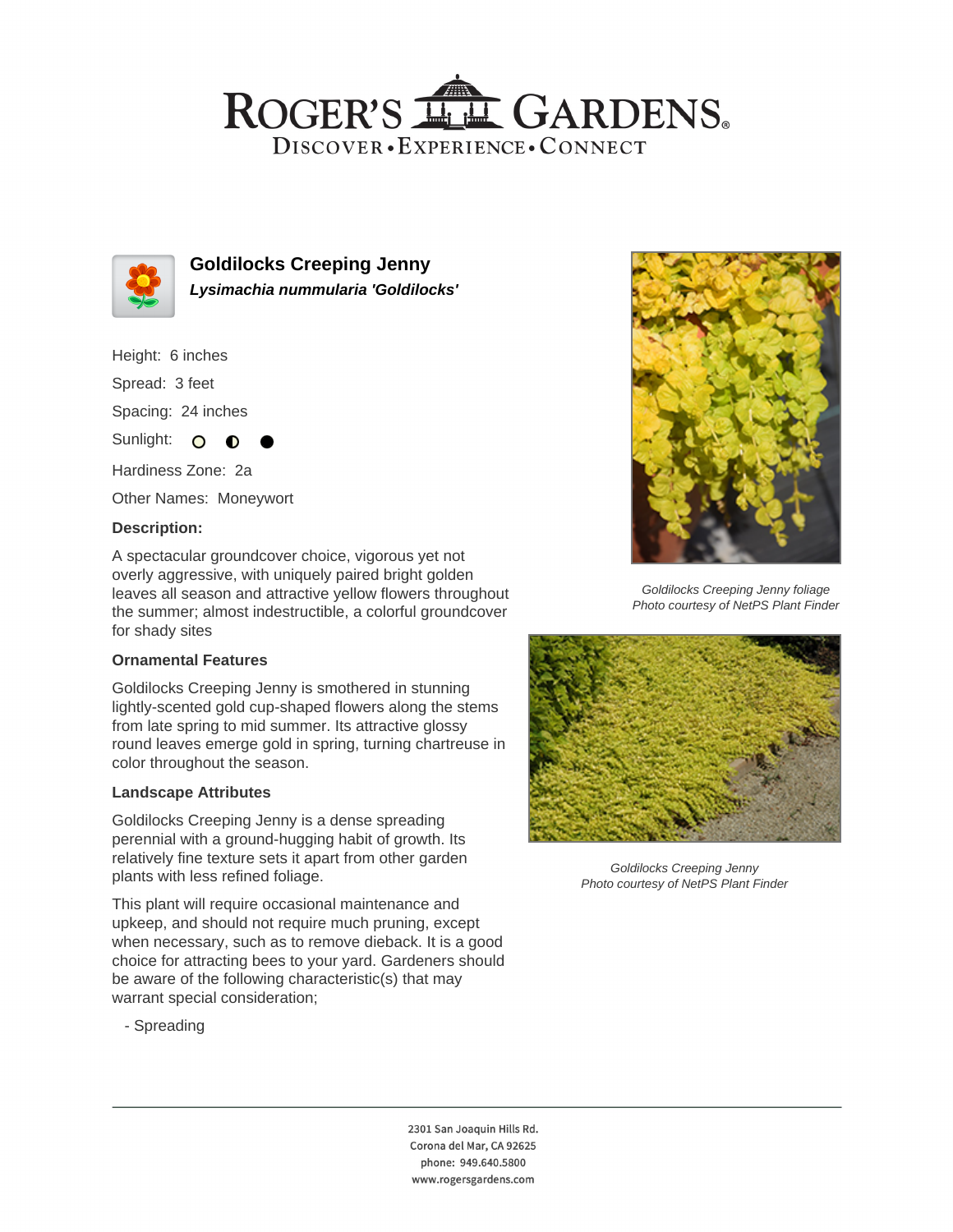# Goldilocks Creeping Jenny

***Lysimachia nummularia 'Goldilocks'***

Height: 6 inches

Spread: 3 feet

Spacing: 24 inches

Sunlight: ○ ◐ ●

Hardiness Zone: 2a

Other Names: Moneywort

### Description:

A spectacular groundcover choice, vigorous yet not overly aggressive, with uniquely paired bright golden leaves all season and attractive yellow flowers throughout the summer; almost indestructible, a colorful groundcover for shady sites

### Ornamental Features

Goldilocks Creeping Jenny is smothered in stunning lightly-scented gold cup-shaped flowers along the stems from late spring to mid summer. Its attractive glossy round leaves emerge gold in spring, turning chartreuse in color throughout the season.

### Landscape Attributes

Goldilocks Creeping Jenny is a dense spreading perennial with a ground-hugging habit of growth. Its relatively fine texture sets it apart from other garden plants with less refined foliage.

This plant will require occasional maintenance and upkeep, and should not require much pruning, except when necessary, such as to remove dieback. It is a good choice for attracting bees to your yard. Gardeners should be aware of the following characteristic(s) that may warrant special consideration;

- Spreading

*Goldilocks Creeping Jenny foliage*
*Photo courtesy of NetPS Plant Finder*

*Goldilocks Creeping Jenny*
*Photo courtesy of NetPS Plant Finder*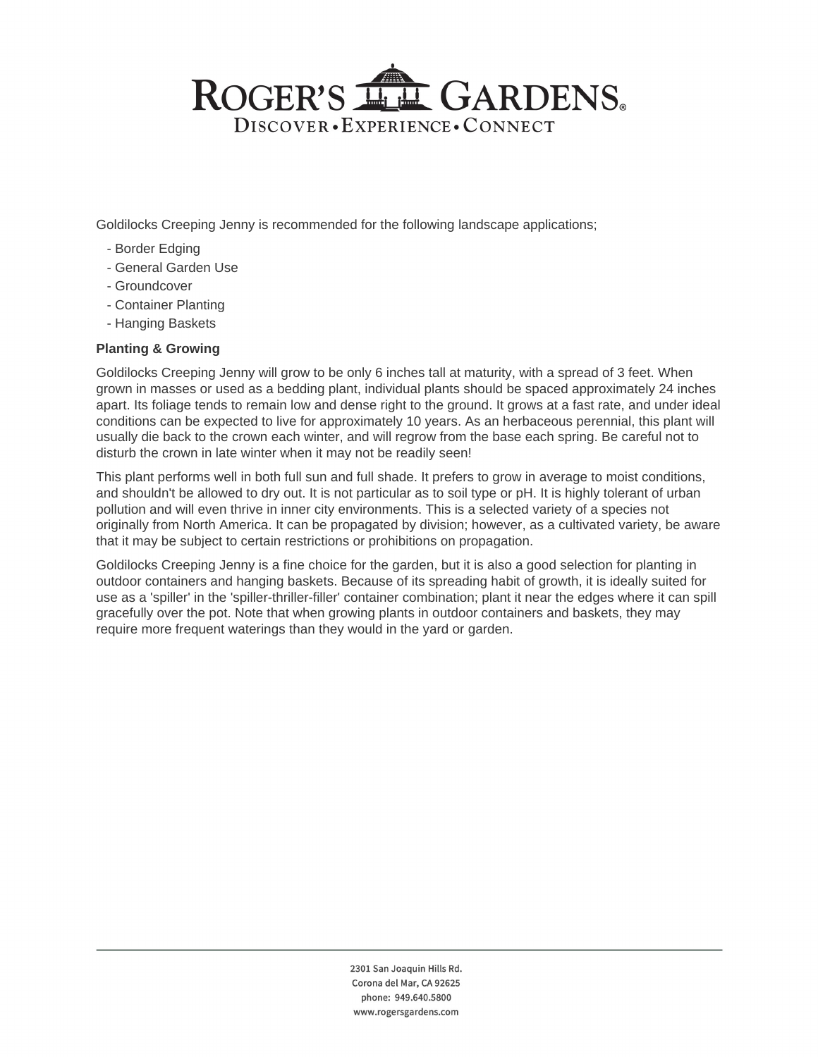Goldilocks Creeping Jenny is recommended for the following landscape applications;

- Border Edging
- General Garden Use
- Groundcover
- Container Planting
- Hanging Baskets

**Planting & Growing**

Goldilocks Creeping Jenny will grow to be only 6 inches tall at maturity, with a spread of 3 feet. When grown in masses or used as a bedding plant, individual plants should be spaced approximately 24 inches apart. Its foliage tends to remain low and dense right to the ground. It grows at a fast rate, and under ideal conditions can be expected to live for approximately 10 years. As an herbaceous perennial, this plant will usually die back to the crown each winter, and will regrow from the base each spring. Be careful not to disturb the crown in late winter when it may not be readily seen!

This plant performs well in both full sun and full shade. It prefers to grow in average to moist conditions, and shouldn't be allowed to dry out. It is not particular as to soil type or pH. It is highly tolerant of urban pollution and will even thrive in inner city environments. This is a selected variety of a species not originally from North America. It can be propagated by division; however, as a cultivated variety, be aware that it may be subject to certain restrictions or prohibitions on propagation.

Goldilocks Creeping Jenny is a fine choice for the garden, but it is also a good selection for planting in outdoor containers and hanging baskets. Because of its spreading habit of growth, it is ideally suited for use as a 'spiller' in the 'spiller-thriller-filler' container combination; plant it near the edges where it can spill gracefully over the pot. Note that when growing plants in outdoor containers and baskets, they may require more frequent waterings than they would in the yard or garden.